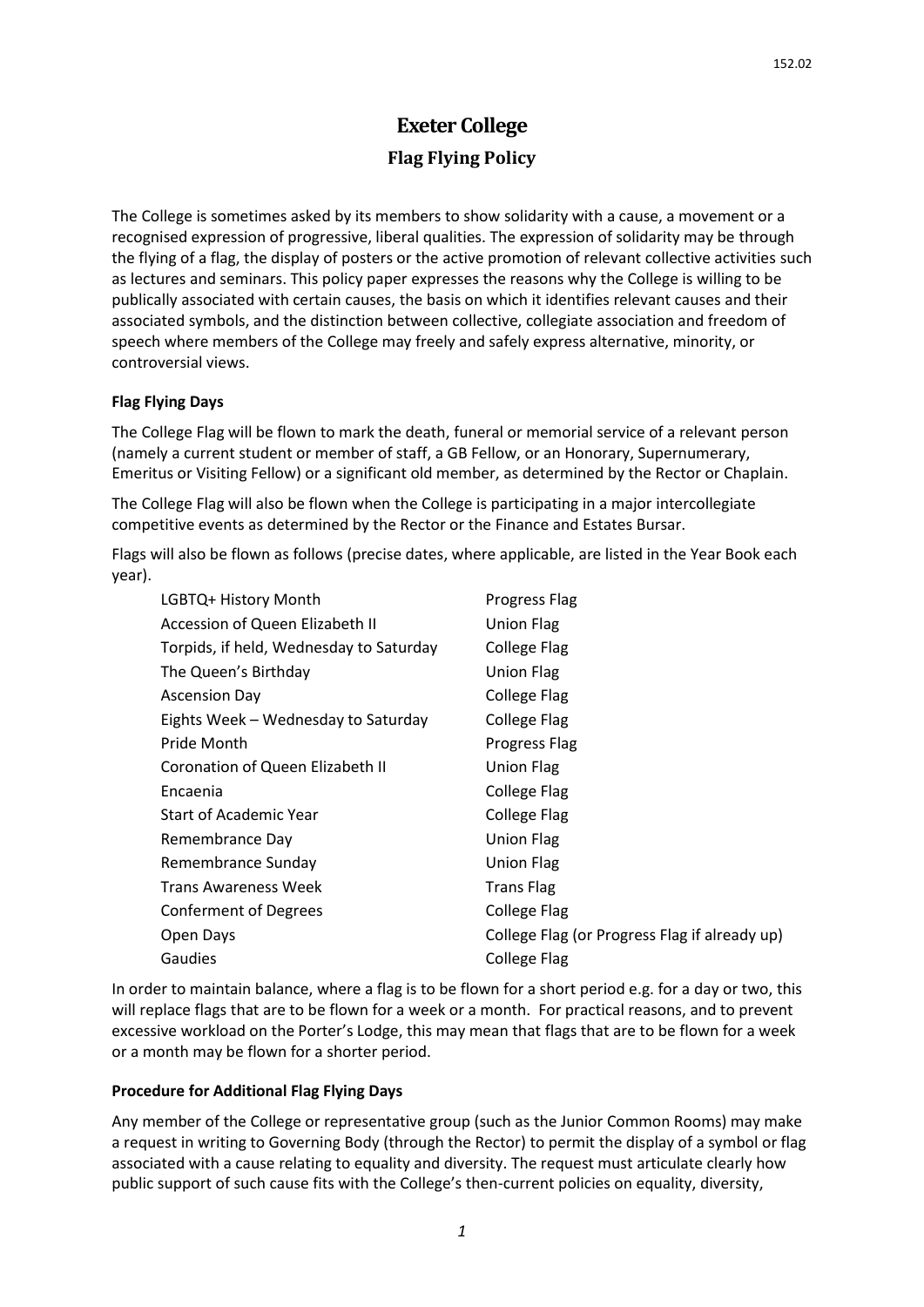# Exeter College

## Flag Flying Policy

The College is sometimes asked by its members to show solidarity with a cause, a movement or a recognised expression of progressive, liberal qualities. The expression of solidarity may be through the flying of a flag, the display of posters or the active promotion of relevant collective activities such as lectures and seminars. This policy paper expresses the reasons why the College is willing to be publically associated with certain causes, the basis on which it identifies relevant causes and their associated symbols, and the distinction between collective, collegiate association and freedom of speech where members of the College may freely and safely express alternative, minority, or controversial views.

### Flag Flying Days

The College Flag will be flown to mark the death, funeral or memorial service of a relevant person (namely a current student or member of staff, a GB Fellow, or an Honorary, Supernumerary, Emeritus or Visiting Fellow) or a significant old member, as determined by the Rector or Chaplain.

The College Flag will also be flown when the College is participating in a major intercollegiate competitive events as determined by the Rector or the Finance and Estates Bursar.

Flags will also be flown as follows (precise dates, where applicable, are listed in the Year Book each year).

| Occasion | Flag |
|---|---|
| LGBTQ+ History Month | Progress Flag |
| Accession of Queen Elizabeth II | Union Flag |
| Torpids, if held, Wednesday to Saturday | College Flag |
| The Queen's Birthday | Union Flag |
| Ascension Day | College Flag |
| Eights Week – Wednesday to Saturday | College Flag |
| Pride Month | Progress Flag |
| Coronation of Queen Elizabeth II | Union Flag |
| Encaenia | College Flag |
| Start of Academic Year | College Flag |
| Remembrance Day | Union Flag |
| Remembrance Sunday | Union Flag |
| Trans Awareness Week | Trans Flag |
| Conferment of Degrees | College Flag |
| Open Days | College Flag (or Progress Flag if already up) |
| Gaudies | College Flag |

In order to maintain balance, where a flag is to be flown for a short period e.g. for a day or two, this will replace flags that are to be flown for a week or a month. For practical reasons, and to prevent excessive workload on the Porter's Lodge, this may mean that flags that are to be flown for a week or a month may be flown for a shorter period.

### Procedure for Additional Flag Flying Days

Any member of the College or representative group (such as the Junior Common Rooms) may make a request in writing to Governing Body (through the Rector) to permit the display of a symbol or flag associated with a cause relating to equality and diversity. The request must articulate clearly how public support of such cause fits with the College's then-current policies on equality, diversity,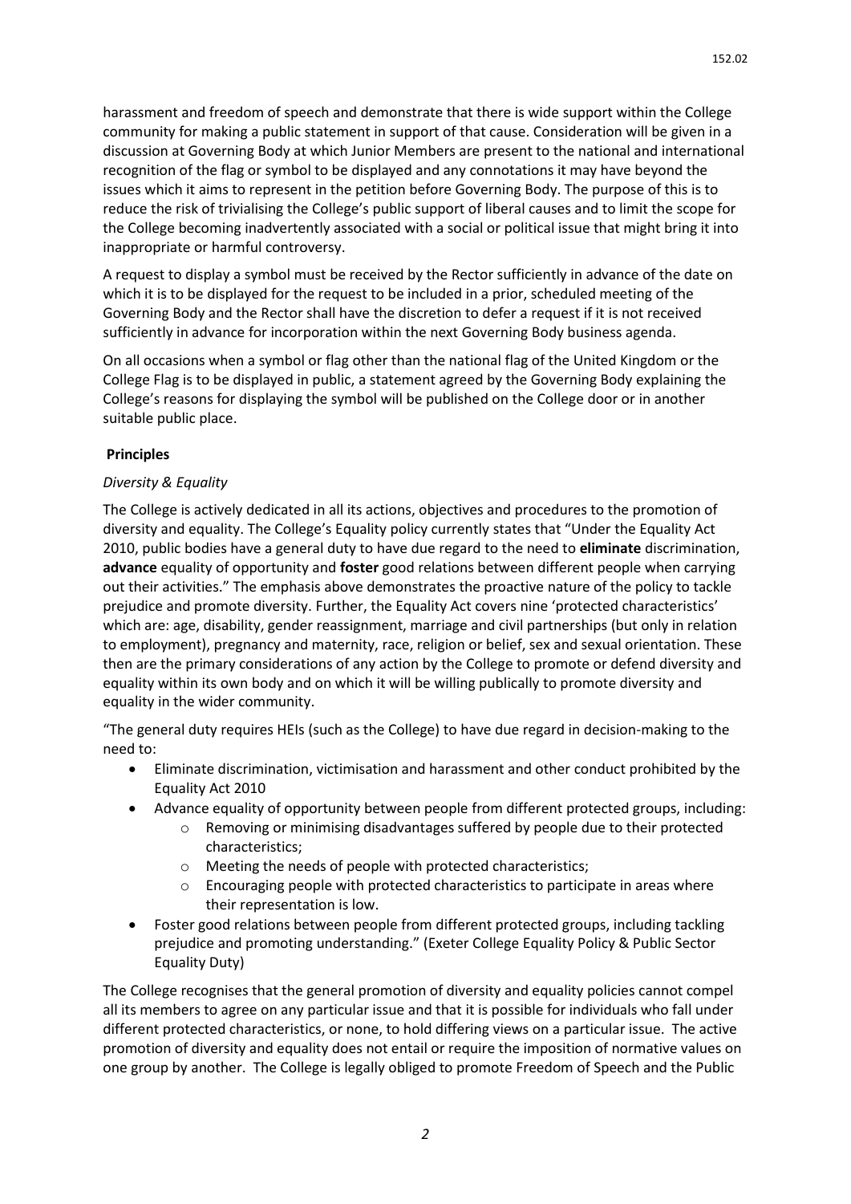harassment and freedom of speech and demonstrate that there is wide support within the College community for making a public statement in support of that cause. Consideration will be given in a discussion at Governing Body at which Junior Members are present to the national and international recognition of the flag or symbol to be displayed and any connotations it may have beyond the issues which it aims to represent in the petition before Governing Body. The purpose of this is to reduce the risk of trivialising the College's public support of liberal causes and to limit the scope for the College becoming inadvertently associated with a social or political issue that might bring it into inappropriate or harmful controversy.

A request to display a symbol must be received by the Rector sufficiently in advance of the date on which it is to be displayed for the request to be included in a prior, scheduled meeting of the Governing Body and the Rector shall have the discretion to defer a request if it is not received sufficiently in advance for incorporation within the next Governing Body business agenda.

On all occasions when a symbol or flag other than the national flag of the United Kingdom or the College Flag is to be displayed in public, a statement agreed by the Governing Body explaining the College's reasons for displaying the symbol will be published on the College door or in another suitable public place.

## Principles

### *Diversity & Equality*

The College is actively dedicated in all its actions, objectives and procedures to the promotion of diversity and equality. The College's Equality policy currently states that "Under the Equality Act 2010, public bodies have a general duty to have due regard to the need to **eliminate** discrimination, **advance** equality of opportunity and **foster** good relations between different people when carrying out their activities." The emphasis above demonstrates the proactive nature of the policy to tackle prejudice and promote diversity. Further, the Equality Act covers nine 'protected characteristics' which are: age, disability, gender reassignment, marriage and civil partnerships (but only in relation to employment), pregnancy and maternity, race, religion or belief, sex and sexual orientation. These then are the primary considerations of any action by the College to promote or defend diversity and equality within its own body and on which it will be willing publically to promote diversity and equality in the wider community.

"The general duty requires HEIs (such as the College) to have due regard in decision-making to the need to:

- Eliminate discrimination, victimisation and harassment and other conduct prohibited by the Equality Act 2010
- Advance equality of opportunity between people from different protected groups, including:
  - Removing or minimising disadvantages suffered by people due to their protected characteristics;
  - Meeting the needs of people with protected characteristics;
  - Encouraging people with protected characteristics to participate in areas where their representation is low.
- Foster good relations between people from different protected groups, including tackling prejudice and promoting understanding." (Exeter College Equality Policy & Public Sector Equality Duty)

The College recognises that the general promotion of diversity and equality policies cannot compel all its members to agree on any particular issue and that it is possible for individuals who fall under different protected characteristics, or none, to hold differing views on a particular issue. The active promotion of diversity and equality does not entail or require the imposition of normative values on one group by another. The College is legally obliged to promote Freedom of Speech and the Public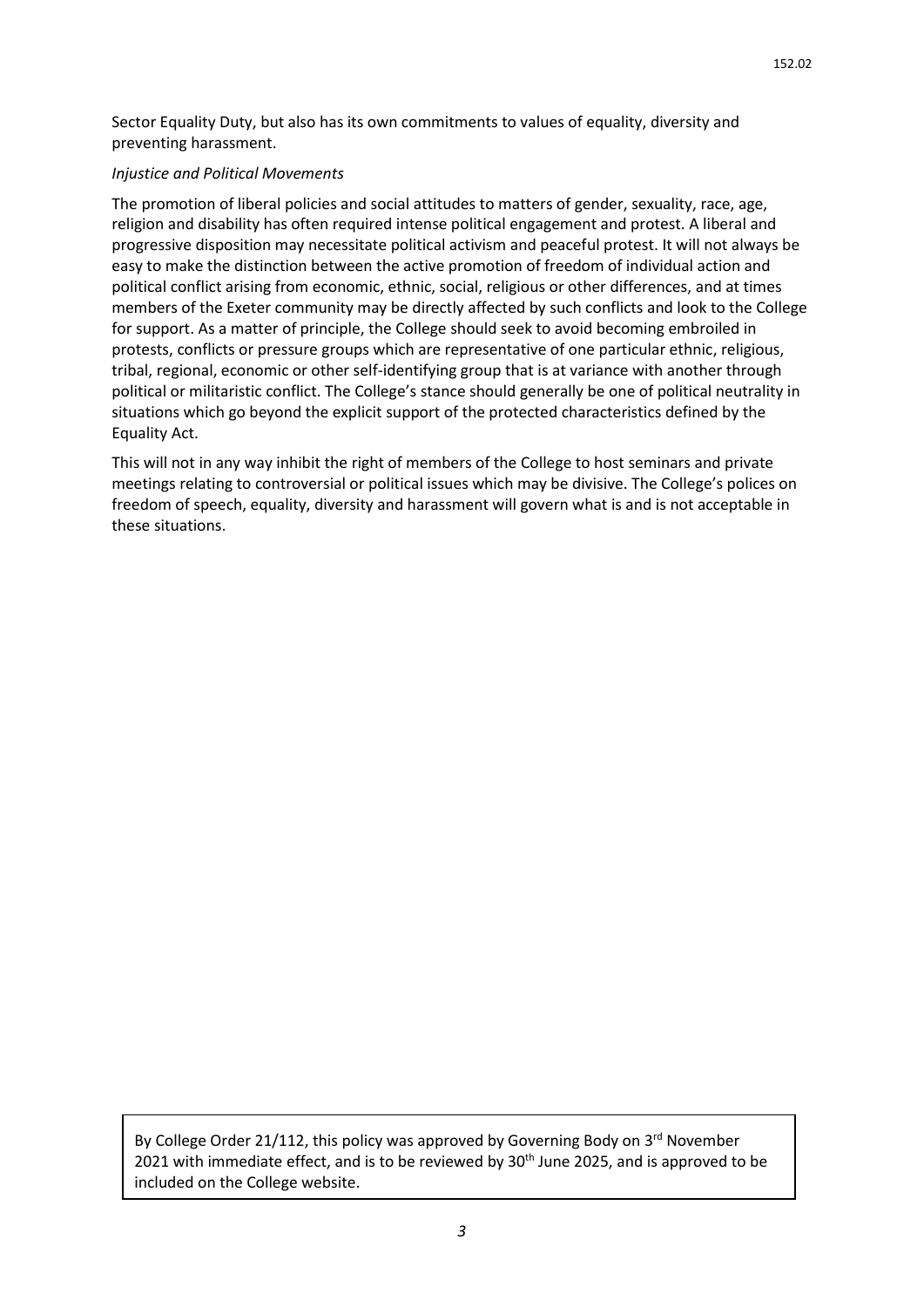Sector Equality Duty, but also has its own commitments to values of equality, diversity and preventing harassment.

*Injustice and Political Movements*

The promotion of liberal policies and social attitudes to matters of gender, sexuality, race, age, religion and disability has often required intense political engagement and protest. A liberal and progressive disposition may necessitate political activism and peaceful protest. It will not always be easy to make the distinction between the active promotion of freedom of individual action and political conflict arising from economic, ethnic, social, religious or other differences, and at times members of the Exeter community may be directly affected by such conflicts and look to the College for support. As a matter of principle, the College should seek to avoid becoming embroiled in protests, conflicts or pressure groups which are representative of one particular ethnic, religious, tribal, regional, economic or other self-identifying group that is at variance with another through political or militaristic conflict. The College's stance should generally be one of political neutrality in situations which go beyond the explicit support of the protected characteristics defined by the Equality Act.

This will not in any way inhibit the right of members of the College to host seminars and private meetings relating to controversial or political issues which may be divisive. The College's polices on freedom of speech, equality, diversity and harassment will govern what is and is not acceptable in these situations.

By College Order 21/112, this policy was approved by Governing Body on 3rd November 2021 with immediate effect, and is to be reviewed by 30th June 2025, and is approved to be included on the College website.